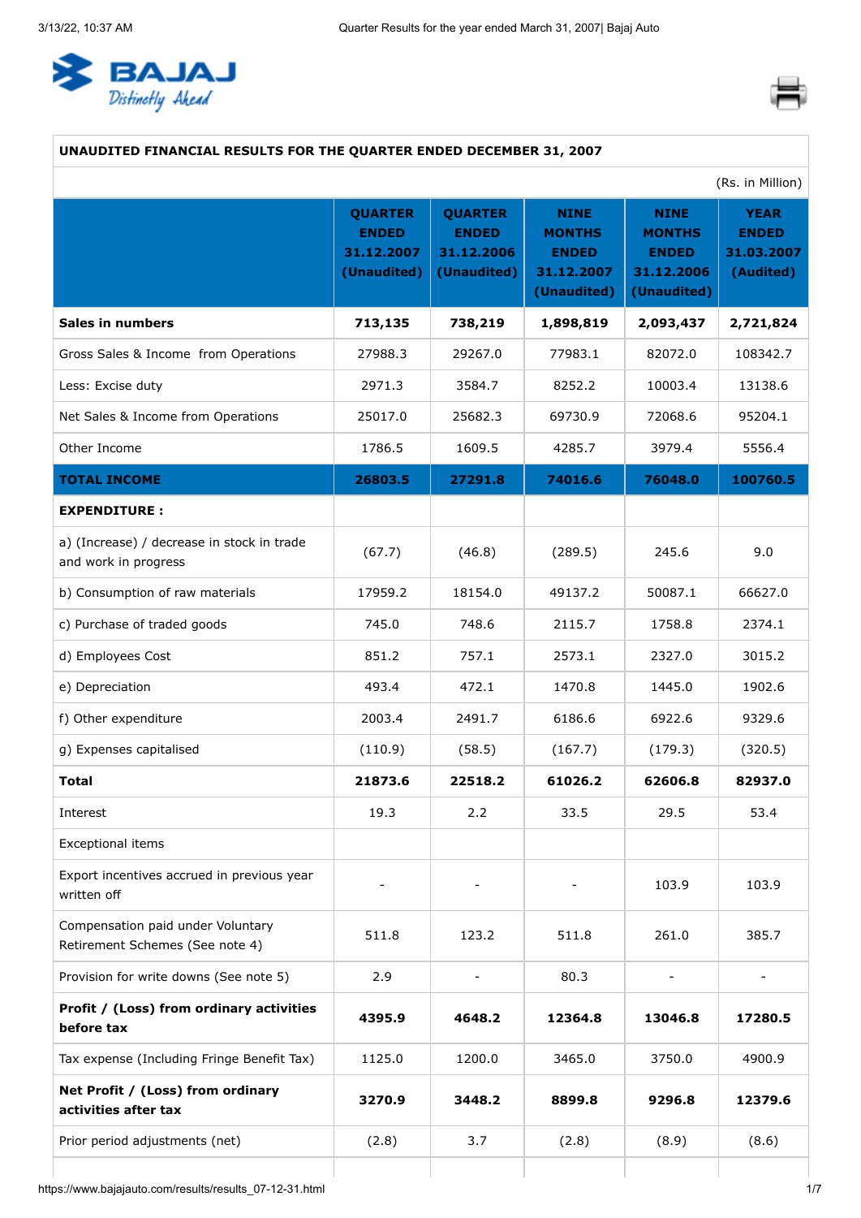## UNAUDITED FINANCIAL RESULTS FOR THE QUARTER ENDED DECEMBER 31, 2007

(Rs. in Million)

| | QUARTER ENDED 31.12.2007 (Unaudited) | QUARTER ENDED 31.12.2006 (Unaudited) | NINE MONTHS ENDED 31.12.2007 (Unaudited) | NINE MONTHS ENDED 31.12.2006 (Unaudited) | YEAR ENDED 31.03.2007 (Audited) |
|---|---|---|---|---|---|
| **Sales in numbers** | **713,135** | **738,219** | **1,898,819** | **2,093,437** | **2,721,824** |
| Gross Sales & Income from Operations | 27988.3 | 29267.0 | 77983.1 | 82072.0 | 108342.7 |
| Less: Excise duty | 2971.3 | 3584.7 | 8252.2 | 10003.4 | 13138.6 |
| Net Sales & Income from Operations | 25017.0 | 25682.3 | 69730.9 | 72068.6 | 95204.1 |
| Other Income | 1786.5 | 1609.5 | 4285.7 | 3979.4 | 5556.4 |
| **TOTAL INCOME** | **26803.5** | **27291.8** | **74016.6** | **76048.0** | **100760.5** |
| **EXPENDITURE :** | | | | | |
| a) (Increase) / decrease in stock in trade and work in progress | (67.7) | (46.8) | (289.5) | 245.6 | 9.0 |
| b) Consumption of raw materials | 17959.2 | 18154.0 | 49137.2 | 50087.1 | 66627.0 |
| c) Purchase of traded goods | 745.0 | 748.6 | 2115.7 | 1758.8 | 2374.1 |
| d) Employees Cost | 851.2 | 757.1 | 2573.1 | 2327.0 | 3015.2 |
| e) Depreciation | 493.4 | 472.1 | 1470.8 | 1445.0 | 1902.6 |
| f) Other expenditure | 2003.4 | 2491.7 | 6186.6 | 6922.6 | 9329.6 |
| g) Expenses capitalised | (110.9) | (58.5) | (167.7) | (179.3) | (320.5) |
| **Total** | **21873.6** | **22518.2** | **61026.2** | **62606.8** | **82937.0** |
| Interest | 19.3 | 2.2 | 33.5 | 29.5 | 53.4 |
| Exceptional items | | | | | |
| Export incentives accrued in previous year written off | - | - | - | 103.9 | 103.9 |
| Compensation paid under Voluntary Retirement Schemes (See note 4) | 511.8 | 123.2 | 511.8 | 261.0 | 385.7 |
| Provision for write downs (See note 5) | 2.9 | - | 80.3 | - | - |
| **Profit / (Loss) from ordinary activities before tax** | **4395.9** | **4648.2** | **12364.8** | **13046.8** | **17280.5** |
| Tax expense (Including Fringe Benefit Tax) | 1125.0 | 1200.0 | 3465.0 | 3750.0 | 4900.9 |
| **Net Profit / (Loss) from ordinary activities after tax** | **3270.9** | **3448.2** | **8899.8** | **9296.8** | **12379.6** |
| Prior period adjustments (net) | (2.8) | 3.7 | (2.8) | (8.9) | (8.6) |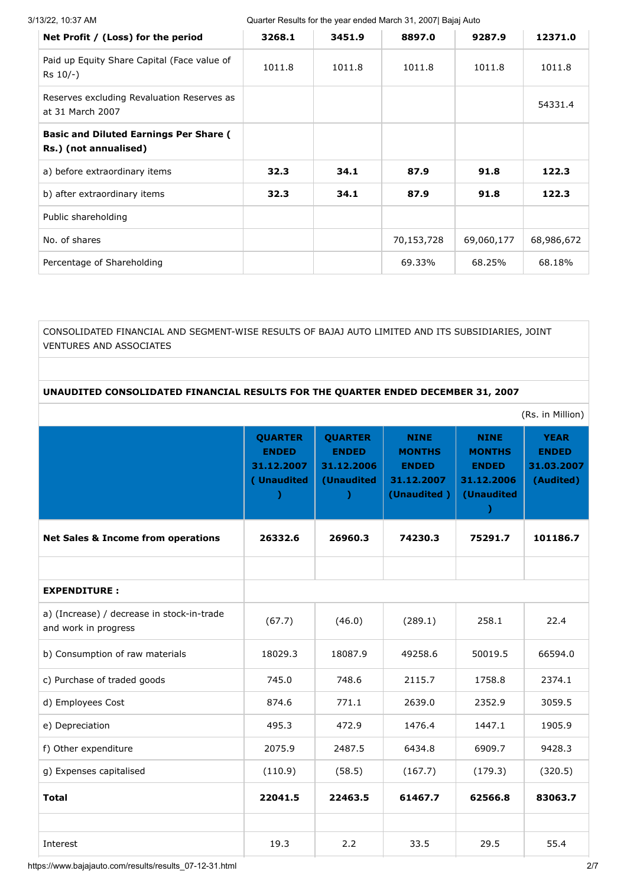| Net Profit / (Loss) for the period | 3268.1 | 3451.9 | 8897.0 | 9287.9 | 12371.0 |
|---|---|---|---|---|---|
| Paid up Equity Share Capital (Face value of Rs 10/-) | 1011.8 | 1011.8 | 1011.8 | 1011.8 | 1011.8 |
| Reserves excluding Revaluation Reserves as at 31 March 2007 | | | | | 54331.4 |
| **Basic and Diluted Earnings Per Share ( Rs.) (not annualised)** | | | | | |
| a) before extraordinary items | **32.3** | **34.1** | **87.9** | **91.8** | **122.3** |
| b) after extraordinary items | **32.3** | **34.1** | **87.9** | **91.8** | **122.3** |
| Public shareholding | | | | | |
| No. of shares | | | 70,153,728 | 69,060,177 | 68,986,672 |
| Percentage of Shareholding | | | 69.33% | 68.25% | 68.18% |

CONSOLIDATED FINANCIAL AND SEGMENT-WISE RESULTS OF BAJAJ AUTO LIMITED AND ITS SUBSIDIARIES, JOINT VENTURES AND ASSOCIATES

**UNAUDITED CONSOLIDATED FINANCIAL RESULTS FOR THE QUARTER ENDED DECEMBER 31, 2007**

(Rs. in Million)

| | QUARTER ENDED 31.12.2007 ( Unaudited ) | QUARTER ENDED 31.12.2006 (Unaudited ) | NINE MONTHS ENDED 31.12.2007 (Unaudited ) | NINE MONTHS ENDED 31.12.2006 (Unaudited ) | YEAR ENDED 31.03.2007 (Audited) |
|---|---|---|---|---|---|
| **Net Sales & Income from operations** | **26332.6** | **26960.3** | **74230.3** | **75291.7** | **101186.7** |
| | | | | | |
| **EXPENDITURE :** | | | | | |
| a) (Increase) / decrease in stock-in-trade and work in progress | (67.7) | (46.0) | (289.1) | 258.1 | 22.4 |
| b) Consumption of raw materials | 18029.3 | 18087.9 | 49258.6 | 50019.5 | 66594.0 |
| c) Purchase of traded goods | 745.0 | 748.6 | 2115.7 | 1758.8 | 2374.1 |
| d) Employees Cost | 874.6 | 771.1 | 2639.0 | 2352.9 | 3059.5 |
| e) Depreciation | 495.3 | 472.9 | 1476.4 | 1447.1 | 1905.9 |
| f) Other expenditure | 2075.9 | 2487.5 | 6434.8 | 6909.7 | 9428.3 |
| g) Expenses capitalised | (110.9) | (58.5) | (167.7) | (179.3) | (320.5) |
| **Total** | **22041.5** | **22463.5** | **61467.7** | **62566.8** | **83063.7** |
| | | | | | |
| Interest | 19.3 | 2.2 | 33.5 | 29.5 | 55.4 |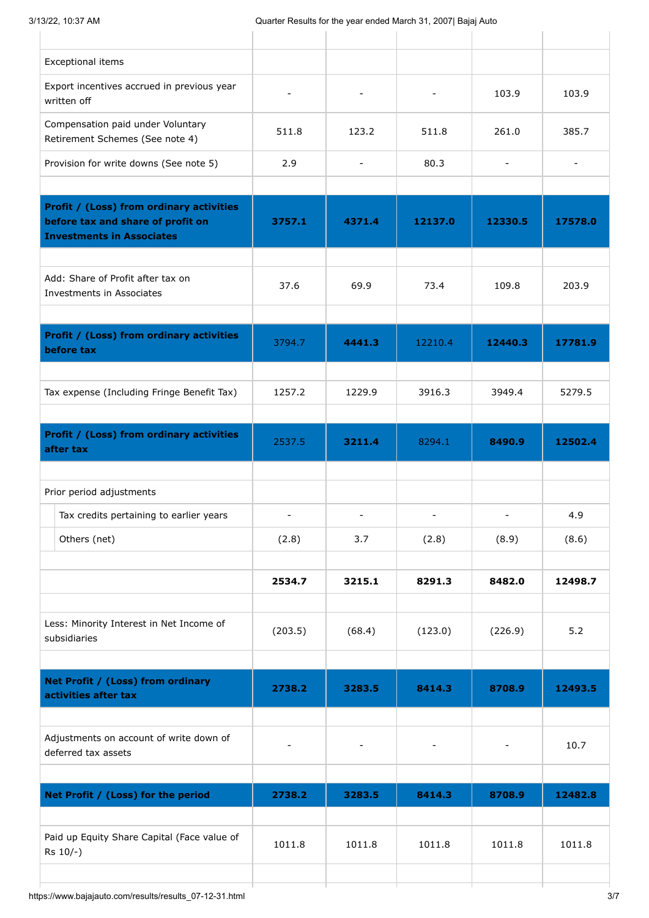| | | | | | |
|---|---|---|---|---|---|
| Exceptional items | | | | | |
| Export incentives accrued in previous year written off | - | - | - | 103.9 | 103.9 |
| Compensation paid under Voluntary Retirement Schemes (See note 4) | 511.8 | 123.2 | 511.8 | 261.0 | 385.7 |
| Provision for write downs (See note 5) | 2.9 | - | 80.3 | - | - |
| | | | | | |
| **Profit / (Loss) from ordinary activities before tax and share of profit on Investments in Associates** | **3757.1** | **4371.4** | **12137.0** | **12330.5** | **17578.0** |
| | | | | | |
| Add: Share of Profit after tax on Investments in Associates | 37.6 | 69.9 | 73.4 | 109.8 | 203.9 |
| | | | | | |
| **Profit / (Loss) from ordinary activities before tax** | 3794.7 | **4441.3** | 12210.4 | **12440.3** | **17781.9** |
| | | | | | |
| Tax expense (Including Fringe Benefit Tax) | 1257.2 | 1229.9 | 3916.3 | 3949.4 | 5279.5 |
| | | | | | |
| **Profit / (Loss) from ordinary activities after tax** | 2537.5 | **3211.4** | 8294.1 | **8490.9** | **12502.4** |
| | | | | | |
| Prior period adjustments | | | | | |
| Tax credits pertaining to earlier years | - | - | - | - | 4.9 |
| Others (net) | (2.8) | 3.7 | (2.8) | (8.9) | (8.6) |
| | | | | | |
| | **2534.7** | **3215.1** | **8291.3** | **8482.0** | **12498.7** |
| | | | | | |
| Less: Minority Interest in Net Income of subsidiaries | (203.5) | (68.4) | (123.0) | (226.9) | 5.2 |
| | | | | | |
| **Net Profit / (Loss) from ordinary activities after tax** | **2738.2** | **3283.5** | **8414.3** | **8708.9** | **12493.5** |
| | | | | | |
| Adjustments on account of write down of deferred tax assets | - | - | - | - | 10.7 |
| | | | | | |
| **Net Profit / (Loss) for the period** | **2738.2** | **3283.5** | **8414.3** | **8708.9** | **12482.8** |
| | | | | | |
| Paid up Equity Share Capital (Face value of Rs 10/-) | 1011.8 | 1011.8 | 1011.8 | 1011.8 | 1011.8 |
| | | | | | |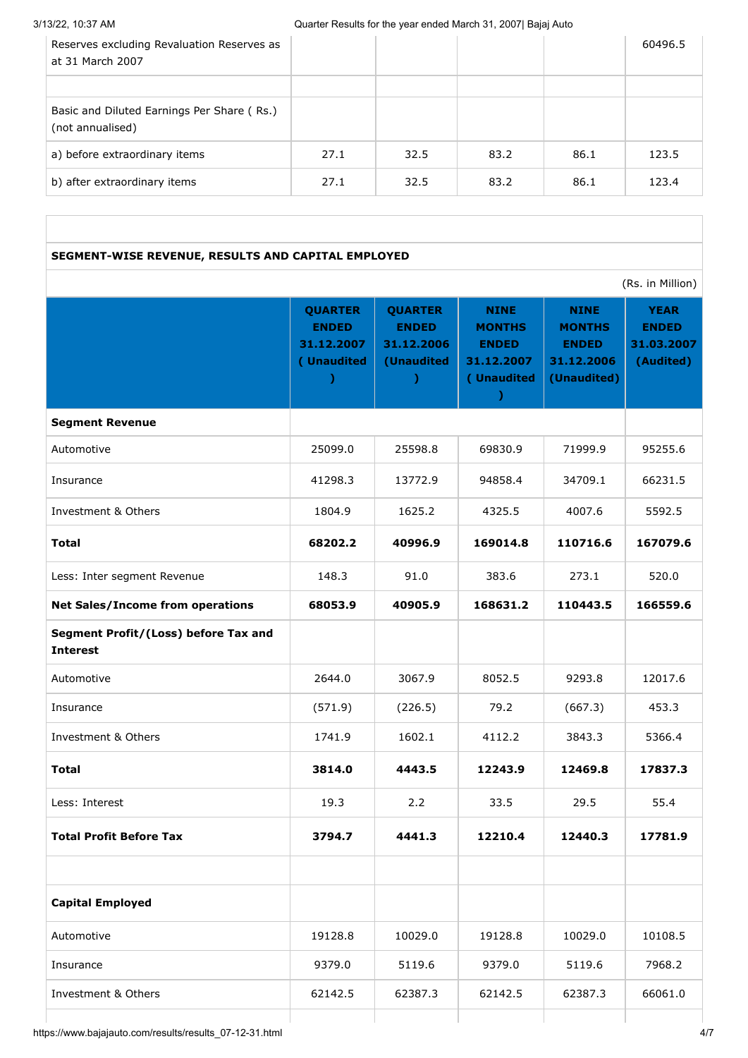| | | | | | |
|---|---|---|---|---|---|
| Reserves excluding Revaluation Reserves as at 31 March 2007 | | | | | 60496.5 |
| | | | | | |
| Basic and Diluted Earnings Per Share ( Rs.) (not annualised) | | | | | |
| a) before extraordinary items | 27.1 | 32.5 | 83.2 | 86.1 | 123.5 |
| b) after extraordinary items | 27.1 | 32.5 | 83.2 | 86.1 | 123.4 |

**SEGMENT-WISE REVENUE, RESULTS AND CAPITAL EMPLOYED**

(Rs. in Million)

| | QUARTER ENDED 31.12.2007 ( Unaudited ) | QUARTER ENDED 31.12.2006 (Unaudited ) | NINE MONTHS ENDED 31.12.2007 ( Unaudited ) | NINE MONTHS ENDED 31.12.2006 (Unaudited) | YEAR ENDED 31.03.2007 (Audited) |
|---|---|---|---|---|---|
| **Segment Revenue** | | | | | |
| Automotive | 25099.0 | 25598.8 | 69830.9 | 71999.9 | 95255.6 |
| Insurance | 41298.3 | 13772.9 | 94858.4 | 34709.1 | 66231.5 |
| Investment & Others | 1804.9 | 1625.2 | 4325.5 | 4007.6 | 5592.5 |
| **Total** | **68202.2** | **40996.9** | **169014.8** | **110716.6** | **167079.6** |
| Less: Inter segment Revenue | 148.3 | 91.0 | 383.6 | 273.1 | 520.0 |
| **Net Sales/Income from operations** | **68053.9** | **40905.9** | **168631.2** | **110443.5** | **166559.6** |
| **Segment Profit/(Loss) before Tax and Interest** | | | | | |
| Automotive | 2644.0 | 3067.9 | 8052.5 | 9293.8 | 12017.6 |
| Insurance | (571.9) | (226.5) | 79.2 | (667.3) | 453.3 |
| Investment & Others | 1741.9 | 1602.1 | 4112.2 | 3843.3 | 5366.4 |
| **Total** | **3814.0** | **4443.5** | **12243.9** | **12469.8** | **17837.3** |
| Less: Interest | 19.3 | 2.2 | 33.5 | 29.5 | 55.4 |
| **Total Profit Before Tax** | **3794.7** | **4441.3** | **12210.4** | **12440.3** | **17781.9** |
| | | | | | |
| **Capital Employed** | | | | | |
| Automotive | 19128.8 | 10029.0 | 19128.8 | 10029.0 | 10108.5 |
| Insurance | 9379.0 | 5119.6 | 9379.0 | 5119.6 | 7968.2 |
| Investment & Others | 62142.5 | 62387.3 | 62142.5 | 62387.3 | 66061.0 |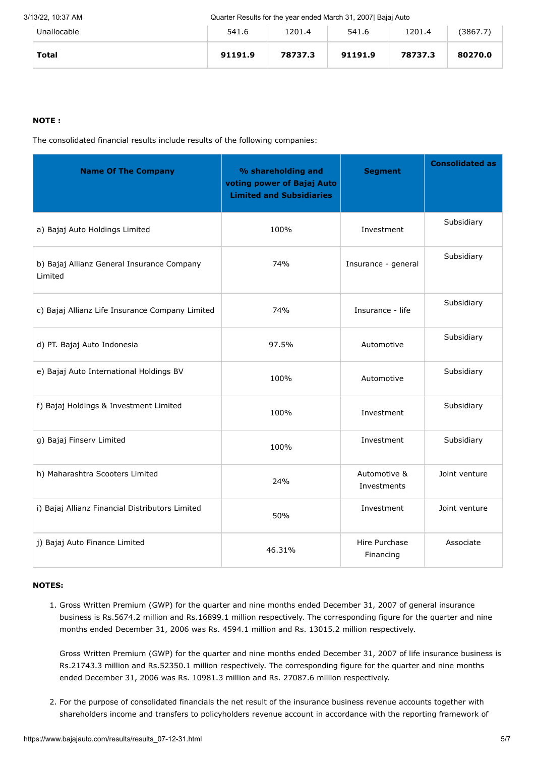| Unallocable | 541.6 | 1201.4 | 541.6 | 1201.4 | (3867.7) |
|---|---|---|---|---|---|
| **Total** | **91191.9** | **78737.3** | **91191.9** | **78737.3** | **80270.0** |

**NOTE :**

The consolidated financial results include results of the following companies:

| Name Of The Company | % shareholding and voting power of Bajaj Auto Limited and Subsidiaries | Segment | Consolidated as |
|---|---|---|---|
| a) Bajaj Auto Holdings Limited | 100% | Investment | Subsidiary |
| b) Bajaj Allianz General Insurance Company Limited | 74% | Insurance - general | Subsidiary |
| c) Bajaj Allianz Life Insurance Company Limited | 74% | Insurance - life | Subsidiary |
| d) PT. Bajaj Auto Indonesia | 97.5% | Automotive | Subsidiary |
| e) Bajaj Auto International Holdings BV | 100% | Automotive | Subsidiary |
| f) Bajaj Holdings & Investment Limited | 100% | Investment | Subsidiary |
| g) Bajaj Finserv Limited | 100% | Investment | Subsidiary |
| h) Maharashtra Scooters Limited | 24% | Automotive & Investments | Joint venture |
| i) Bajaj Allianz Financial Distributors Limited | 50% | Investment | Joint venture |
| j) Bajaj Auto Finance Limited | 46.31% | Hire Purchase Financing | Associate |

**NOTES:**

1. Gross Written Premium (GWP) for the quarter and nine months ended December 31, 2007 of general insurance business is Rs.5674.2 million and Rs.16899.1 million respectively. The corresponding figure for the quarter and nine months ended December 31, 2006 was Rs. 4594.1 million and Rs. 13015.2 million respectively.

   Gross Written Premium (GWP) for the quarter and nine months ended December 31, 2007 of life insurance business is Rs.21743.3 million and Rs.52350.1 million respectively. The corresponding figure for the quarter and nine months ended December 31, 2006 was Rs. 10981.3 million and Rs. 27087.6 million respectively.

2. For the purpose of consolidated financials the net result of the insurance business revenue accounts together with shareholders income and transfers to policyholders revenue account in accordance with the reporting framework of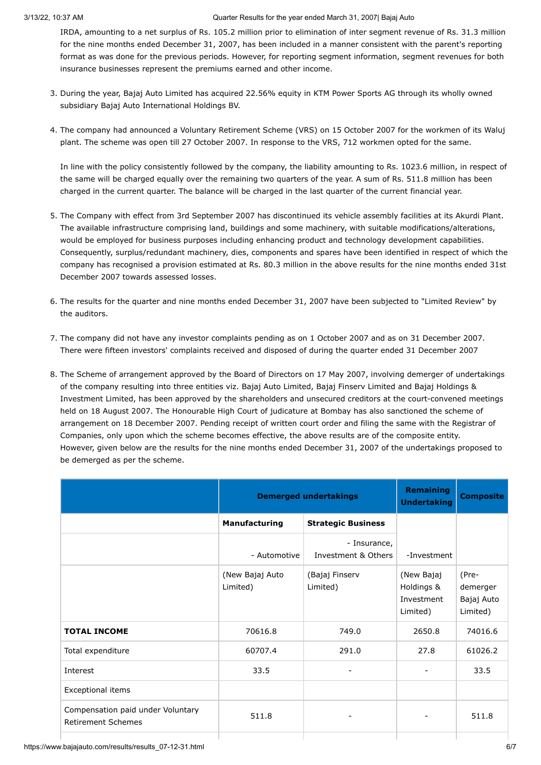IRDA, amounting to a net surplus of Rs. 105.2 million prior to elimination of inter segment revenue of Rs. 31.3 million for the nine months ended December 31, 2007, has been included in a manner consistent with the parent's reporting format as was done for the previous periods. However, for reporting segment information, segment revenues for both insurance businesses represent the premiums earned and other income.

3. During the year, Bajaj Auto Limited has acquired 22.56% equity in KTM Power Sports AG through its wholly owned subsidiary Bajaj Auto International Holdings BV.

4. The company had announced a Voluntary Retirement Scheme (VRS) on 15 October 2007 for the workmen of its Waluj plant. The scheme was open till 27 October 2007. In response to the VRS, 712 workmen opted for the same.

   In line with the policy consistently followed by the company, the liability amounting to Rs. 1023.6 million, in respect of the same will be charged equally over the remaining two quarters of the year. A sum of Rs. 511.8 million has been charged in the current quarter. The balance will be charged in the last quarter of the current financial year.

5. The Company with effect from 3rd September 2007 has discontinued its vehicle assembly facilities at its Akurdi Plant. The available infrastructure comprising land, buildings and some machinery, with suitable modifications/alterations, would be employed for business purposes including enhancing product and technology development capabilities. Consequently, surplus/redundant machinery, dies, components and spares have been identified in respect of which the company has recognised a provision estimated at Rs. 80.3 million in the above results for the nine months ended 31st December 2007 towards assessed losses.

6. The results for the quarter and nine months ended December 31, 2007 have been subjected to "Limited Review" by the auditors.

7. The company did not have any investor complaints pending as on 1 October 2007 and as on 31 December 2007. There were fifteen investors' complaints received and disposed of during the quarter ended 31 December 2007

8. The Scheme of arrangement approved by the Board of Directors on 17 May 2007, involving demerger of undertakings of the company resulting into three entities viz. Bajaj Auto Limited, Bajaj Finserv Limited and Bajaj Holdings & Investment Limited, has been approved by the shareholders and unsecured creditors at the court-convened meetings held on 18 August 2007. The Honourable High Court of judicature at Bombay has also sanctioned the scheme of arrangement on 18 December 2007. Pending receipt of written court order and filing the same with the Registrar of Companies, only upon which the scheme becomes effective, the above results are of the composite entity.
   However, given below are the results for the nine months ended December 31, 2007 of the undertakings proposed to be demerged as per the scheme.

| | **Demerged undertakings** | | **Remaining Undertaking** | **Composite** |
|---|---|---|---|---|
| | **Manufacturing** | **Strategic Business** | | |
| | - Automotive | - Insurance, Investment & Others | -Investment | |
| | (New Bajaj Auto Limited) | (Bajaj Finserv Limited) | (New Bajaj Holdings & Investment Limited) | (Pre-demerger Bajaj Auto Limited) |
| **TOTAL INCOME** | 70616.8 | 749.0 | 2650.8 | 74016.6 |
| Total expenditure | 60707.4 | 291.0 | 27.8 | 61026.2 |
| Interest | 33.5 | - | - | 33.5 |
| Exceptional items | | | | |
| Compensation paid under Voluntary Retirement Schemes | 511.8 | - | - | 511.8 |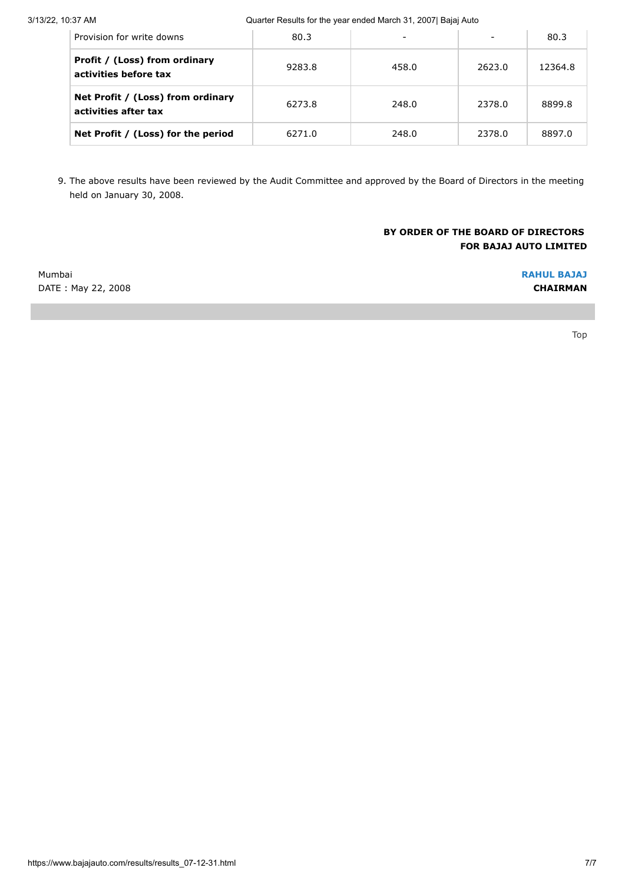| | | | | |
|---|---|---|---|---|
| Provision for write downs | 80.3 | - | - | 80.3 |
| **Profit / (Loss) from ordinary activities before tax** | 9283.8 | 458.0 | 2623.0 | 12364.8 |
| **Net Profit / (Loss) from ordinary activities after tax** | 6273.8 | 248.0 | 2378.0 | 8899.8 |
| **Net Profit / (Loss) for the period** | 6271.0 | 248.0 | 2378.0 | 8897.0 |

9. The above results have been reviewed by the Audit Committee and approved by the Board of Directors in the meeting held on January 30, 2008.

**BY ORDER OF THE BOARD OF DIRECTORS**
**FOR BAJAJ AUTO LIMITED**

Mumbai
DATE : May 22, 2008

**RAHUL BAJAJ**
**CHAIRMAN**

Top